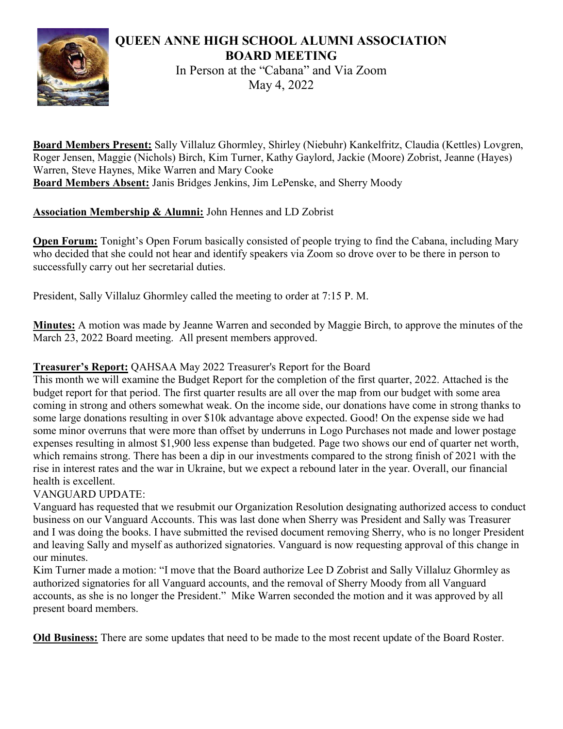# QUEEN ANNE HIGH SCHOOL ALUMNI ASSOCIATION
## BOARD MEETING

In Person at the "Cabana" and Via Zoom
May 4, 2022

**Board Members Present:** Sally Villaluz Ghormley, Shirley (Niebuhr) Kankelfritz, Claudia (Kettles) Lovgren, Roger Jensen, Maggie (Nichols) Birch, Kim Turner, Kathy Gaylord, Jackie (Moore) Zobrist, Jeanne (Hayes) Warren, Steve Haynes, Mike Warren and Mary Cooke
**Board Members Absent:** Janis Bridges Jenkins, Jim LePenske, and Sherry Moody

**Association Membership & Alumni:** John Hennes and LD Zobrist

**Open Forum:** Tonight's Open Forum basically consisted of people trying to find the Cabana, including Mary who decided that she could not hear and identify speakers via Zoom so drove over to be there in person to successfully carry out her secretarial duties.

President, Sally Villaluz Ghormley called the meeting to order at 7:15 P. M.

**Minutes:** A motion was made by Jeanne Warren and seconded by Maggie Birch, to approve the minutes of the March 23, 2022 Board meeting. All present members approved.

**Treasurer's Report:** QAHSAA May 2022 Treasurer's Report for the Board
This month we will examine the Budget Report for the completion of the first quarter, 2022. Attached is the budget report for that period. The first quarter results are all over the map from our budget with some area coming in strong and others somewhat weak. On the income side, our donations have come in strong thanks to some large donations resulting in over $10k advantage above expected. Good! On the expense side we had some minor overruns that were more than offset by underruns in Logo Purchases not made and lower postage expenses resulting in almost $1,900 less expense than budgeted. Page two shows our end of quarter net worth, which remains strong. There has been a dip in our investments compared to the strong finish of 2021 with the rise in interest rates and the war in Ukraine, but we expect a rebound later in the year. Overall, our financial health is excellent.

VANGUARD UPDATE:
Vanguard has requested that we resubmit our Organization Resolution designating authorized access to conduct business on our Vanguard Accounts. This was last done when Sherry was President and Sally was Treasurer and I was doing the books. I have submitted the revised document removing Sherry, who is no longer President and leaving Sally and myself as authorized signatories. Vanguard is now requesting approval of this change in our minutes.

Kim Turner made a motion: "I move that the Board authorize Lee D Zobrist and Sally Villaluz Ghormley as authorized signatories for all Vanguard accounts, and the removal of Sherry Moody from all Vanguard accounts, as she is no longer the President." Mike Warren seconded the motion and it was approved by all present board members.

**Old Business:** There are some updates that need to be made to the most recent update of the Board Roster.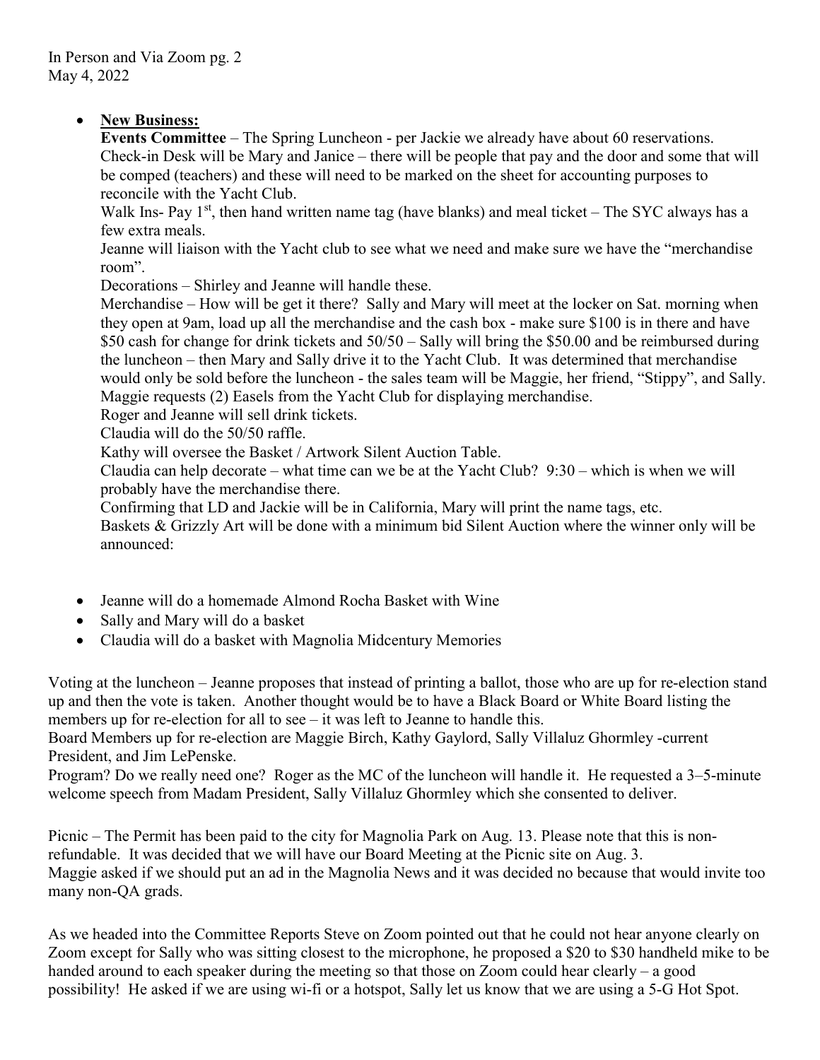- **New Business:**

  **Events Committee** – The Spring Luncheon - per Jackie we already have about 60 reservations. Check-in Desk will be Mary and Janice – there will be people that pay and the door and some that will be comped (teachers) and these will need to be marked on the sheet for accounting purposes to reconcile with the Yacht Club.

  Walk Ins- Pay 1st, then hand written name tag (have blanks) and meal ticket – The SYC always has a few extra meals.

  Jeanne will liaison with the Yacht club to see what we need and make sure we have the "merchandise room".

  Decorations – Shirley and Jeanne will handle these.

  Merchandise – How will be get it there? Sally and Mary will meet at the locker on Sat. morning when they open at 9am, load up all the merchandise and the cash box - make sure $100 is in there and have $50 cash for change for drink tickets and 50/50 – Sally will bring the $50.00 and be reimbursed during the luncheon – then Mary and Sally drive it to the Yacht Club. It was determined that merchandise would only be sold before the luncheon - the sales team will be Maggie, her friend, "Stippy", and Sally. Maggie requests (2) Easels from the Yacht Club for displaying merchandise.

  Roger and Jeanne will sell drink tickets.

  Claudia will do the 50/50 raffle.

  Kathy will oversee the Basket / Artwork Silent Auction Table.

  Claudia can help decorate – what time can we be at the Yacht Club? 9:30 – which is when we will probably have the merchandise there.

  Confirming that LD and Jackie will be in California, Mary will print the name tags, etc.

  Baskets & Grizzly Art will be done with a minimum bid Silent Auction where the winner only will be announced:

- Jeanne will do a homemade Almond Rocha Basket with Wine
- Sally and Mary will do a basket
- Claudia will do a basket with Magnolia Midcentury Memories

Voting at the luncheon – Jeanne proposes that instead of printing a ballot, those who are up for re-election stand up and then the vote is taken. Another thought would be to have a Black Board or White Board listing the members up for re-election for all to see – it was left to Jeanne to handle this.

Board Members up for re-election are Maggie Birch, Kathy Gaylord, Sally Villaluz Ghormley -current President, and Jim LePenske.

Program? Do we really need one? Roger as the MC of the luncheon will handle it. He requested a 3–5-minute welcome speech from Madam President, Sally Villaluz Ghormley which she consented to deliver.

Picnic – The Permit has been paid to the city for Magnolia Park on Aug. 13. Please note that this is non-refundable. It was decided that we will have our Board Meeting at the Picnic site on Aug. 3.

Maggie asked if we should put an ad in the Magnolia News and it was decided no because that would invite too many non-QA grads.

As we headed into the Committee Reports Steve on Zoom pointed out that he could not hear anyone clearly on Zoom except for Sally who was sitting closest to the microphone, he proposed a $20 to $30 handheld mike to be handed around to each speaker during the meeting so that those on Zoom could hear clearly – a good possibility! He asked if we are using wi-fi or a hotspot, Sally let us know that we are using a 5-G Hot Spot.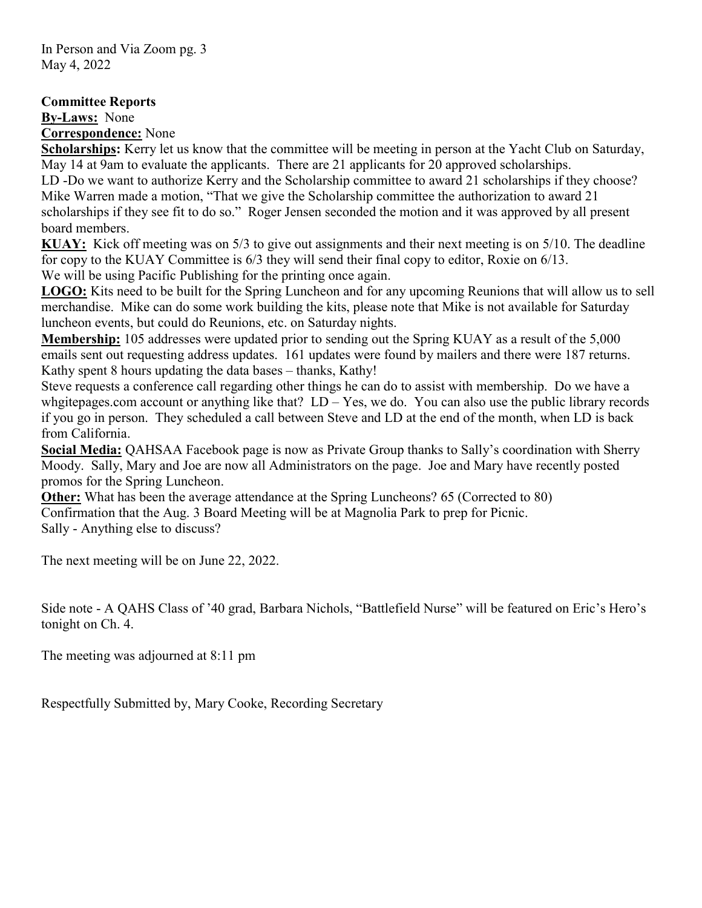In Person and Via Zoom pg. 3
May 4, 2022

**Committee Reports**

**By-Laws:** None

**Correspondence:** None

**Scholarships:** Kerry let us know that the committee will be meeting in person at the Yacht Club on Saturday, May 14 at 9am to evaluate the applicants. There are 21 applicants for 20 approved scholarships.
LD -Do we want to authorize Kerry and the Scholarship committee to award 21 scholarships if they choose? Mike Warren made a motion, "That we give the Scholarship committee the authorization to award 21 scholarships if they see fit to do so." Roger Jensen seconded the motion and it was approved by all present board members.

**KUAY:** Kick off meeting was on 5/3 to give out assignments and their next meeting is on 5/10. The deadline for copy to the KUAY Committee is 6/3 they will send their final copy to editor, Roxie on 6/13.
We will be using Pacific Publishing for the printing once again.

**LOGO:** Kits need to be built for the Spring Luncheon and for any upcoming Reunions that will allow us to sell merchandise. Mike can do some work building the kits, please note that Mike is not available for Saturday luncheon events, but could do Reunions, etc. on Saturday nights.

**Membership:** 105 addresses were updated prior to sending out the Spring KUAY as a result of the 5,000 emails sent out requesting address updates. 161 updates were found by mailers and there were 187 returns. Kathy spent 8 hours updating the data bases – thanks, Kathy!
Steve requests a conference call regarding other things he can do to assist with membership. Do we have a whgitepages.com account or anything like that? LD – Yes, we do. You can also use the public library records if you go in person. They scheduled a call between Steve and LD at the end of the month, when LD is back from California.

**Social Media:** QAHSAA Facebook page is now as Private Group thanks to Sally's coordination with Sherry Moody. Sally, Mary and Joe are now all Administrators on the page. Joe and Mary have recently posted promos for the Spring Luncheon.

**Other:** What has been the average attendance at the Spring Luncheons? 65 (Corrected to 80)
Confirmation that the Aug. 3 Board Meeting will be at Magnolia Park to prep for Picnic.
Sally - Anything else to discuss?

The next meeting will be on June 22, 2022.

Side note - A QAHS Class of '40 grad, Barbara Nichols, "Battlefield Nurse" will be featured on Eric's Hero's tonight on Ch. 4.

The meeting was adjourned at 8:11 pm

Respectfully Submitted by, Mary Cooke, Recording Secretary